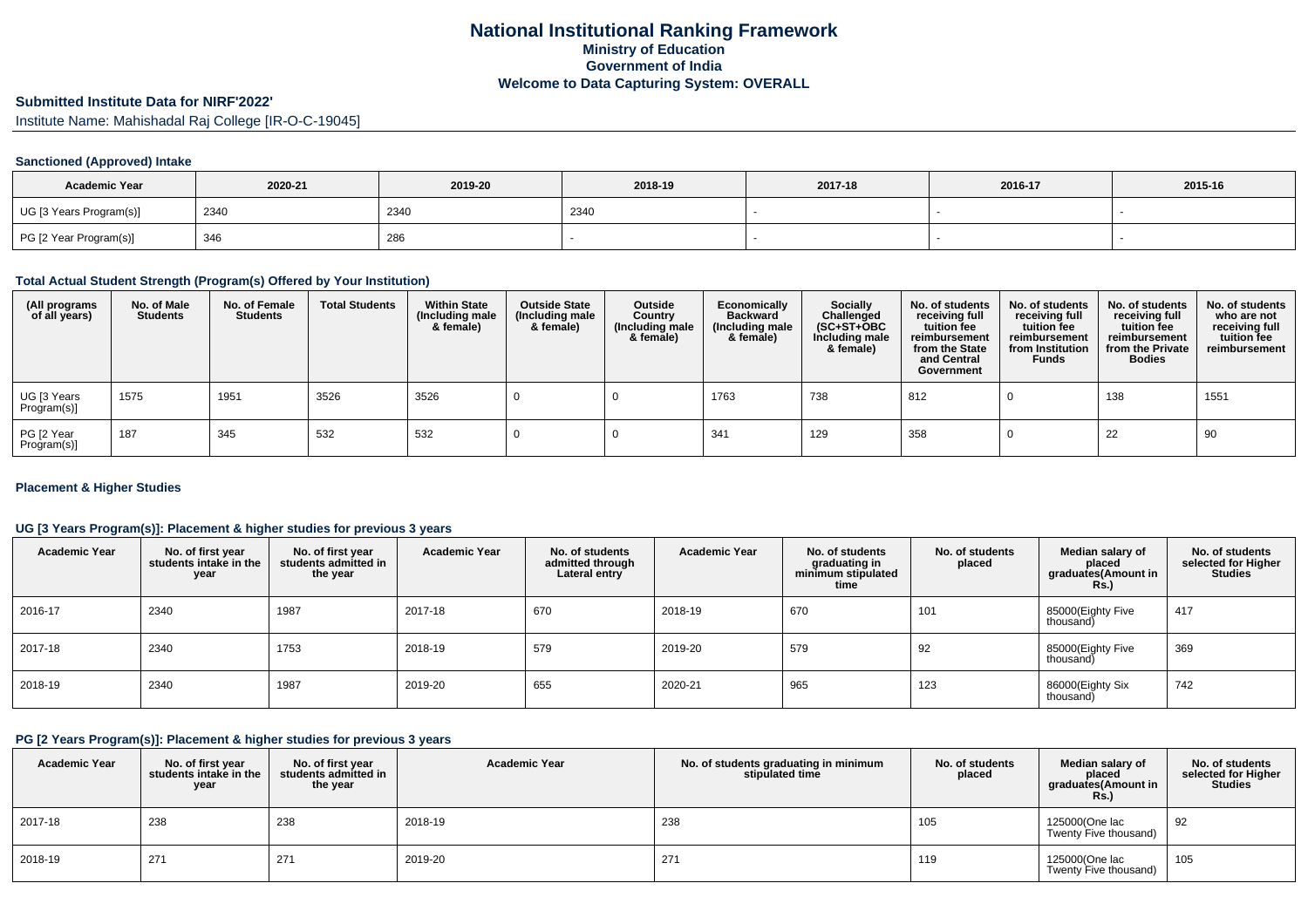# National Institutional Ranking Framework
## Ministry of Education
## Government of India
## Welcome to Data Capturing System: OVERALL

### Submitted Institute Data for NIRF'2022'

Institute Name: Mahishadal Raj College [IR-O-C-19045]

#### Sanctioned (Approved) Intake

| Academic Year | 2020-21 | 2019-20 | 2018-19 | 2017-18 | 2016-17 | 2015-16 |
|---|---|---|---|---|---|---|
| UG [3 Years Program(s)] | 2340 | 2340 | 2340 | - | - | - |
| PG [2 Year Program(s)] | 346 | 286 | - | - | - | - |

#### Total Actual Student Strength (Program(s) Offered by Your Institution)

| (All programs of all years) | No. of Male Students | No. of Female Students | Total Students | Within State (Including male & female) | Outside State (Including male & female) | Outside Country (Including male & female) | Economically Backward (Including male & female) | Socially Challenged (SC+ST+OBC Including male & female) | No. of students receiving full tuition fee reimbursement from the State and Central Government | No. of students receiving full tuition fee reimbursement from Institution Funds | No. of students receiving full tuition fee reimbursement from the Private Bodies | No. of students who are not receiving full tuition fee reimbursement |
|---|---|---|---|---|---|---|---|---|---|---|---|---|
| UG [3 Years Program(s)] | 1575 | 1951 | 3526 | 3526 | 0 | 0 | 1763 | 738 | 812 | 0 | 138 | 1551 |
| PG [2 Year Program(s)] | 187 | 345 | 532 | 532 | 0 | 0 | 341 | 129 | 358 | 0 | 22 | 90 |

#### Placement & Higher Studies

#### UG [3 Years Program(s)]: Placement & higher studies for previous 3 years

| Academic Year | No. of first year students intake in the year | No. of first year students admitted in the year | Academic Year | No. of students admitted through Lateral entry | Academic Year | No. of students graduating in minimum stipulated time | No. of students placed | Median salary of placed graduates(Amount in Rs.) | No. of students selected for Higher Studies |
|---|---|---|---|---|---|---|---|---|---|
| 2016-17 | 2340 | 1987 | 2017-18 | 670 | 2018-19 | 670 | 101 | 85000(Eighty Five thousand) | 417 |
| 2017-18 | 2340 | 1753 | 2018-19 | 579 | 2019-20 | 579 | 92 | 85000(Eighty Five thousand) | 369 |
| 2018-19 | 2340 | 1987 | 2019-20 | 655 | 2020-21 | 965 | 123 | 86000(Eighty Six thousand) | 742 |

#### PG [2 Years Program(s)]: Placement & higher studies for previous 3 years

| Academic Year | No. of first year students intake in the year | No. of first year students admitted in the year | Academic Year | No. of students graduating in minimum stipulated time | No. of students placed | Median salary of placed graduates(Amount in Rs.) | No. of students selected for Higher Studies |
|---|---|---|---|---|---|---|---|
| 2017-18 | 238 | 238 | 2018-19 | 238 | 105 | 125000(One lac Twenty Five thousand) | 92 |
| 2018-19 | 271 | 271 | 2019-20 | 271 | 119 | 125000(One lac Twenty Five thousand) | 105 |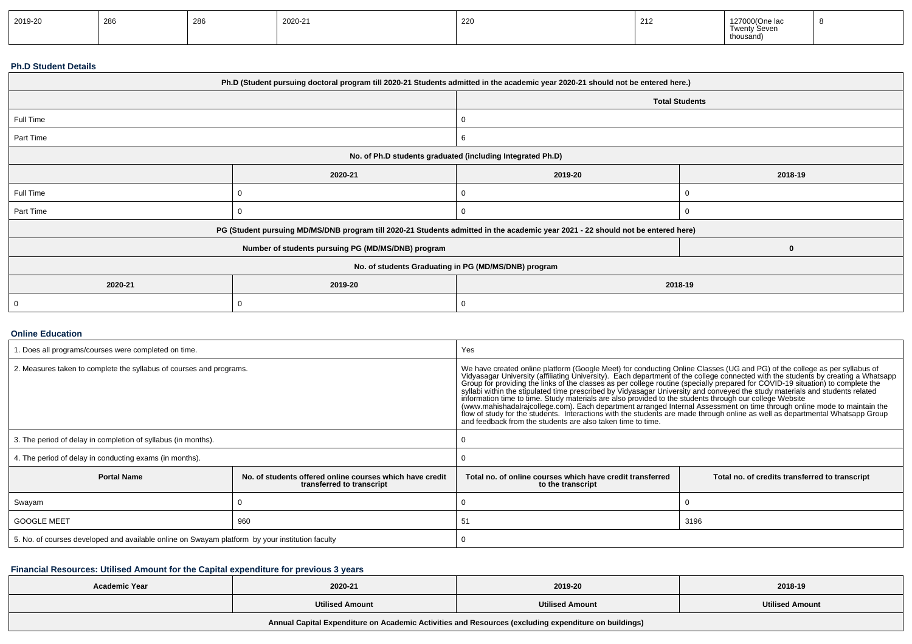| 2019-20 | 286 | 286 | 2020-21 | 220 | 212 | 127000(One lac Twenty Seven thousand) | 8 |
|---|---|---|---|---|---|---|---|

### Ph.D Student Details

| Ph.D (Student pursuing doctoral program till 2020-21 Students admitted in the academic year 2020-21 should not be entered here.) | | | |
|---|---|---|---|
| | | Total Students | |
| Full Time | | 0 | |
| Part Time | | 6 | |
| No. of Ph.D students graduated (including Integrated Ph.D) | | | |
| | 2020-21 | 2019-20 | 2018-19 |
| Full Time | 0 | 0 | 0 |
| Part Time | 0 | 0 | 0 |
| PG (Student pursuing MD/MS/DNB program till 2020-21 Students admitted in the academic year 2021 - 22 should not be entered here) | | | |
| Number of students pursuing PG (MD/MS/DNB) program | | | 0 |
| No. of students Graduating in PG (MD/MS/DNB) program | | | |
| 2020-21 | 2019-20 | 2018-19 | |
| 0 | 0 | 0 | |

### Online Education

| 1. Does all programs/courses were completed on time. | | Yes | |
|---|---|---|---|
| 2. Measures taken to complete the syllabus of courses and programs. | | We have created online platform (Google Meet) for conducting Online Classes (UG and PG) of the college as per syllabus of Vidyasagar University (affiliating University). Each department of the college connected with the students by creating a Whatsapp Group for providing the links of the classes as per college routine (specially prepared for COVID-19 situation) to complete the syllabi within the stipulated time prescribed by Vidyasagar University and conveyed the study materials and students related information time to time. Study materials are also provided to the students through our college Website (www.mahishadalrajcollege.com). Each department arranged Internal Assessment on time through online mode to maintain the flow of study for the students. Interactions with the students are made through online as well as departmental Whatsapp Group and feedback from the students are also taken time to time. | |
| 3. The period of delay in completion of syllabus (in months). | | 0 | |
| 4. The period of delay in conducting exams (in months). | | 0 | |
| Portal Name | No. of students offered online courses which have credit transferred to transcript | Total no. of online courses which have credit transferred to the transcript | Total no. of credits transferred to transcript |
| Swayam | 0 | 0 | 0 |
| GOOGLE MEET | 960 | 51 | 3196 |
| 5. No. of courses developed and available online on Swayam platform by your institution faculty | | 0 | |

### Financial Resources: Utilised Amount for the Capital expenditure for previous 3 years

| Academic Year | 2020-21 | 2019-20 | 2018-19 |
|---|---|---|---|
| | Utilised Amount | Utilised Amount | Utilised Amount |
| Annual Capital Expenditure on Academic Activities and Resources (excluding expenditure on buildings) | | | |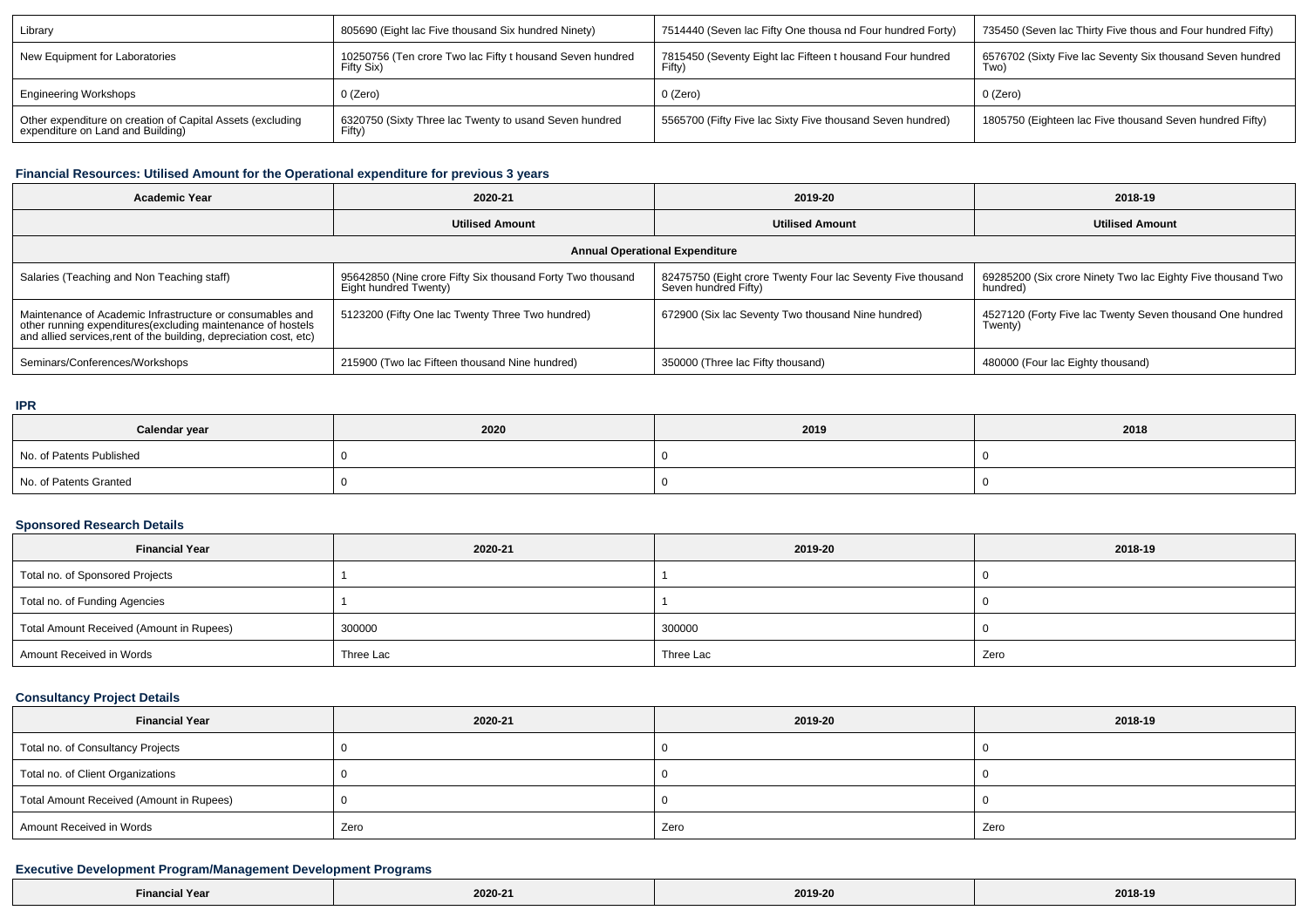| Library | 805690 (Eight lac Five thousand Six hundred Ninety) | 7514440 (Seven lac Fifty One thousa nd Four hundred Forty) | 735450 (Seven lac Thirty Five thous and Four hundred Fifty) |
|---|---|---|---|
| New Equipment for Laboratories | 10250756 (Ten crore Two lac Fifty t housand Seven hundred Fifty Six) | 7815450 (Seventy Eight lac Fifteen t housand Four hundred Fifty) | 6576702 (Sixty Five lac Seventy Six thousand Seven hundred Two) |
| Engineering Workshops | 0 (Zero) | 0 (Zero) | 0 (Zero) |
| Other expenditure on creation of Capital Assets (excluding expenditure on Land and Building) | 6320750 (Sixty Three lac Twenty to usand Seven hundred Fifty) | 5565700 (Fifty Five lac Sixty Five thousand Seven hundred) | 1805750 (Eighteen lac Five thousand Seven hundred Fifty) |

### Financial Resources: Utilised Amount for the Operational expenditure for previous 3 years

| Academic Year | 2020-21 | 2019-20 | 2018-19 |
|---|---|---|---|
| | Utilised Amount | Utilised Amount | Utilised Amount |
| Annual Operational Expenditure | | | |
| Salaries (Teaching and Non Teaching staff) | 95642850 (Nine crore Fifty Six thousand Forty Two thousand Eight hundred Twenty) | 82475750 (Eight crore Twenty Four lac Seventy Five thousand Seven hundred Fifty) | 69285200 (Six crore Ninety Two lac Eighty Five thousand Two hundred) |
| Maintenance of Academic Infrastructure or consumables and other running expenditures(excluding maintenance of hostels and allied services,rent of the building, depreciation cost, etc) | 5123200 (Fifty One lac Twenty Three Two hundred) | 672900 (Six lac Seventy Two thousand Nine hundred) | 4527120 (Forty Five lac Twenty Seven thousand One hundred Twenty) |
| Seminars/Conferences/Workshops | 215900 (Two lac Fifteen thousand Nine hundred) | 350000 (Three lac Fifty thousand) | 480000 (Four lac Eighty thousand) |

### IPR

| Calendar year | 2020 | 2019 | 2018 |
|---|---|---|---|
| No. of Patents Published | 0 | 0 | 0 |
| No. of Patents Granted | 0 | 0 | 0 |

### Sponsored Research Details

| Financial Year | 2020-21 | 2019-20 | 2018-19 |
|---|---|---|---|
| Total no. of Sponsored Projects | 1 | 1 | 0 |
| Total no. of Funding Agencies | 1 | 1 | 0 |
| Total Amount Received (Amount in Rupees) | 300000 | 300000 | 0 |
| Amount Received in Words | Three Lac | Three Lac | Zero |

### Consultancy Project Details

| Financial Year | 2020-21 | 2019-20 | 2018-19 |
|---|---|---|---|
| Total no. of Consultancy Projects | 0 | 0 | 0 |
| Total no. of Client Organizations | 0 | 0 | 0 |
| Total Amount Received (Amount in Rupees) | 0 | 0 | 0 |
| Amount Received in Words | Zero | Zero | Zero |

### Executive Development Program/Management Development Programs

| Financial Year | 2020-21 | 2019-20 | 2018-19 |
|---|---|---|---|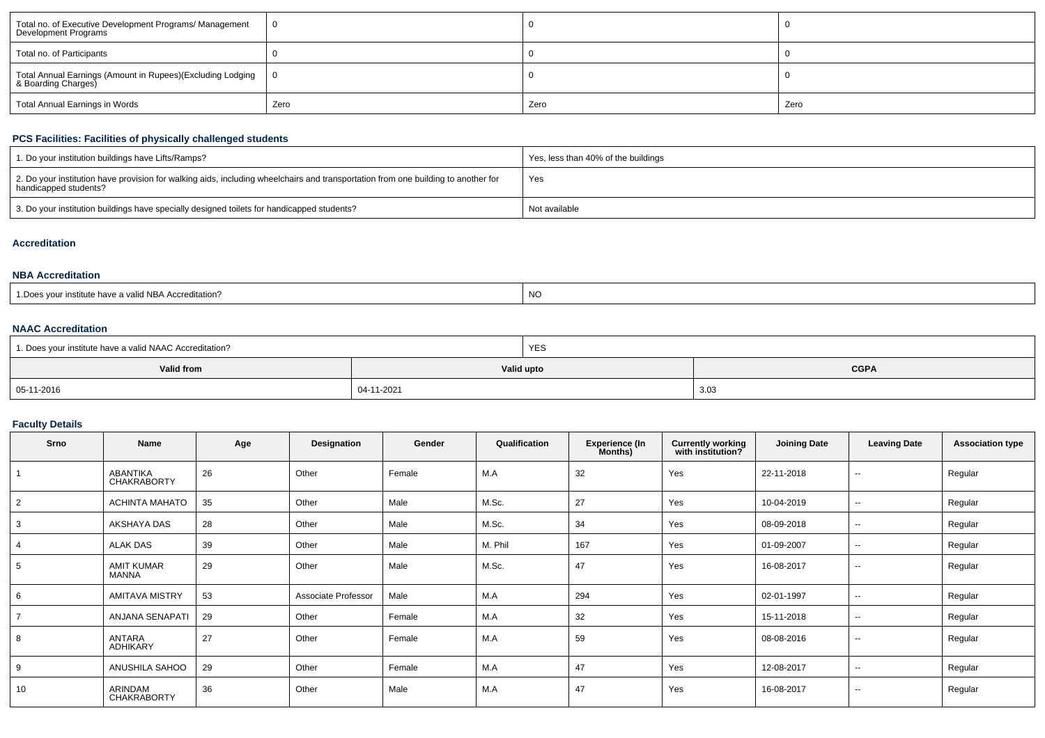| Total no. of Executive Development Programs/ Management Development Programs | 0 | 0 | 0 |
|---|---|---|---|
| Total no. of Participants | 0 | 0 | 0 |
| Total Annual Earnings (Amount in Rupees)(Excluding Lodging & Boarding Charges) | 0 | 0 | 0 |
| Total Annual Earnings in Words | Zero | Zero | Zero |

### PCS Facilities: Facilities of physically challenged students

| 1. Do your institution buildings have Lifts/Ramps? | Yes, less than 40% of the buildings |
|---|---|
| 2. Do your institution have provision for walking aids, including wheelchairs and transportation from one building to another for handicapped students? | Yes |
| 3. Do your institution buildings have specially designed toilets for handicapped students? | Not available |

### Accreditation

### NBA Accreditation

| 1.Does your institute have a valid NBA Accreditation? | NO |
|---|---|

### NAAC Accreditation

| 1. Does your institute have a valid NAAC Accreditation? | YES | |
|---|---|---|
| **Valid from** | **Valid upto** | **CGPA** |
| 05-11-2016 | 04-11-2021 | 3.03 |

### Faculty Details

| Srno | Name | Age | Designation | Gender | Qualification | Experience (In Months) | Currently working with institution? | Joining Date | Leaving Date | Association type |
|---|---|---|---|---|---|---|---|---|---|---|
| 1 | ABANTIKA CHAKRABORTY | 26 | Other | Female | M.A | 32 | Yes | 22-11-2018 | -- | Regular |
| 2 | ACHINTA MAHATO | 35 | Other | Male | M.Sc. | 27 | Yes | 10-04-2019 | -- | Regular |
| 3 | AKSHAYA DAS | 28 | Other | Male | M.Sc. | 34 | Yes | 08-09-2018 | -- | Regular |
| 4 | ALAK DAS | 39 | Other | Male | M. Phil | 167 | Yes | 01-09-2007 | -- | Regular |
| 5 | AMIT KUMAR MANNA | 29 | Other | Male | M.Sc. | 47 | Yes | 16-08-2017 | -- | Regular |
| 6 | AMITAVA MISTRY | 53 | Associate Professor | Male | M.A | 294 | Yes | 02-01-1997 | -- | Regular |
| 7 | ANJANA SENAPATI | 29 | Other | Female | M.A | 32 | Yes | 15-11-2018 | -- | Regular |
| 8 | ANTARA ADHIKARY | 27 | Other | Female | M.A | 59 | Yes | 08-08-2016 | -- | Regular |
| 9 | ANUSHILA SAHOO | 29 | Other | Female | M.A | 47 | Yes | 12-08-2017 | -- | Regular |
| 10 | ARINDAM CHAKRABORTY | 36 | Other | Male | M.A | 47 | Yes | 16-08-2017 | -- | Regular |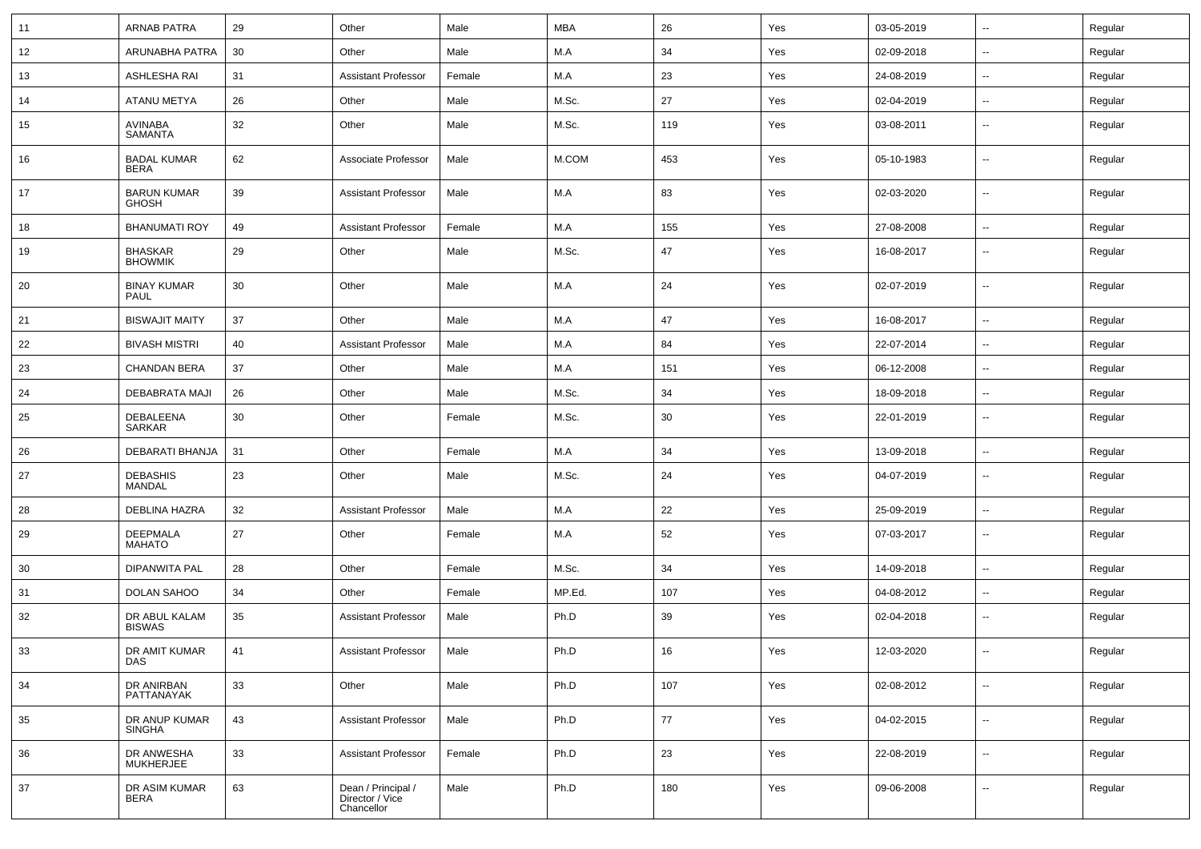| 11 | ARNAB PATRA | 29 | Other | Male | MBA | 26 | Yes | 03-05-2019 | -- | Regular |
|---|---|---|---|---|---|---|---|---|---|---|
| 12 | ARUNABHA PATRA | 30 | Other | Male | M.A | 34 | Yes | 02-09-2018 | -- | Regular |
| 13 | ASHLESHA RAI | 31 | Assistant Professor | Female | M.A | 23 | Yes | 24-08-2019 | -- | Regular |
| 14 | ATANU METYA | 26 | Other | Male | M.Sc. | 27 | Yes | 02-04-2019 | -- | Regular |
| 15 | AVINABA SAMANTA | 32 | Other | Male | M.Sc. | 119 | Yes | 03-08-2011 | -- | Regular |
| 16 | BADAL KUMAR BERA | 62 | Associate Professor | Male | M.COM | 453 | Yes | 05-10-1983 | -- | Regular |
| 17 | BARUN KUMAR GHOSH | 39 | Assistant Professor | Male | M.A | 83 | Yes | 02-03-2020 | -- | Regular |
| 18 | BHANUMATI ROY | 49 | Assistant Professor | Female | M.A | 155 | Yes | 27-08-2008 | -- | Regular |
| 19 | BHASKAR BHOWMIK | 29 | Other | Male | M.Sc. | 47 | Yes | 16-08-2017 | -- | Regular |
| 20 | BINAY KUMAR PAUL | 30 | Other | Male | M.A | 24 | Yes | 02-07-2019 | -- | Regular |
| 21 | BISWAJIT MAITY | 37 | Other | Male | M.A | 47 | Yes | 16-08-2017 | -- | Regular |
| 22 | BIVASH MISTRI | 40 | Assistant Professor | Male | M.A | 84 | Yes | 22-07-2014 | -- | Regular |
| 23 | CHANDAN BERA | 37 | Other | Male | M.A | 151 | Yes | 06-12-2008 | -- | Regular |
| 24 | DEBABRATA MAJI | 26 | Other | Male | M.Sc. | 34 | Yes | 18-09-2018 | -- | Regular |
| 25 | DEBALEENA SARKAR | 30 | Other | Female | M.Sc. | 30 | Yes | 22-01-2019 | -- | Regular |
| 26 | DEBARATI BHANJA | 31 | Other | Female | M.A | 34 | Yes | 13-09-2018 | -- | Regular |
| 27 | DEBASHIS MANDAL | 23 | Other | Male | M.Sc. | 24 | Yes | 04-07-2019 | -- | Regular |
| 28 | DEBLINA HAZRA | 32 | Assistant Professor | Male | M.A | 22 | Yes | 25-09-2019 | -- | Regular |
| 29 | DEEPMALA MAHATO | 27 | Other | Female | M.A | 52 | Yes | 07-03-2017 | -- | Regular |
| 30 | DIPANWITA PAL | 28 | Other | Female | M.Sc. | 34 | Yes | 14-09-2018 | -- | Regular |
| 31 | DOLAN SAHOO | 34 | Other | Female | MP.Ed. | 107 | Yes | 04-08-2012 | -- | Regular |
| 32 | DR ABUL KALAM BISWAS | 35 | Assistant Professor | Male | Ph.D | 39 | Yes | 02-04-2018 | -- | Regular |
| 33 | DR AMIT KUMAR DAS | 41 | Assistant Professor | Male | Ph.D | 16 | Yes | 12-03-2020 | -- | Regular |
| 34 | DR ANIRBAN PATTANAYAK | 33 | Other | Male | Ph.D | 107 | Yes | 02-08-2012 | -- | Regular |
| 35 | DR ANUP KUMAR SINGHA | 43 | Assistant Professor | Male | Ph.D | 77 | Yes | 04-02-2015 | -- | Regular |
| 36 | DR ANWESHA MUKHERJEE | 33 | Assistant Professor | Female | Ph.D | 23 | Yes | 22-08-2019 | -- | Regular |
| 37 | DR ASIM KUMAR BERA | 63 | Dean / Principal / Director / Vice Chancellor | Male | Ph.D | 180 | Yes | 09-06-2008 | -- | Regular |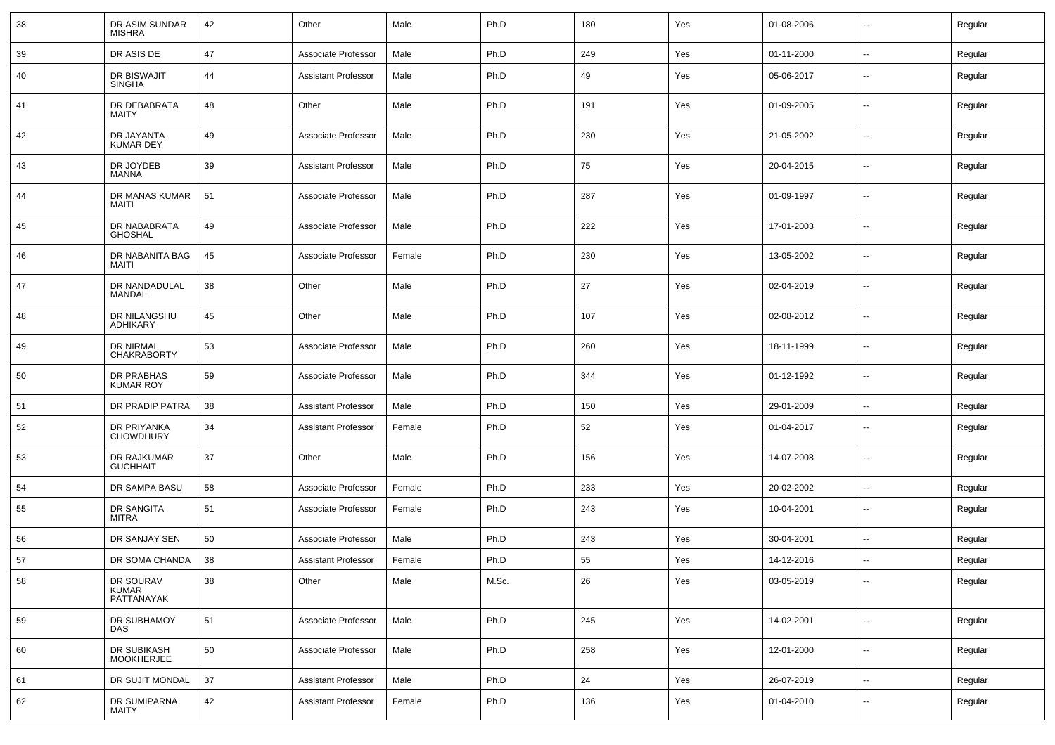| 38 | DR ASIM SUNDAR MISHRA | 42 | Other | Male | Ph.D | 180 | Yes | 01-08-2006 | -- | Regular |
|---|---|---|---|---|---|---|---|---|---|---|
| 39 | DR ASIS DE | 47 | Associate Professor | Male | Ph.D | 249 | Yes | 01-11-2000 | -- | Regular |
| 40 | DR BISWAJIT SINGHA | 44 | Assistant Professor | Male | Ph.D | 49 | Yes | 05-06-2017 | -- | Regular |
| 41 | DR DEBABRATA MAITY | 48 | Other | Male | Ph.D | 191 | Yes | 01-09-2005 | -- | Regular |
| 42 | DR JAYANTA KUMAR DEY | 49 | Associate Professor | Male | Ph.D | 230 | Yes | 21-05-2002 | -- | Regular |
| 43 | DR JOYDEB MANNA | 39 | Assistant Professor | Male | Ph.D | 75 | Yes | 20-04-2015 | -- | Regular |
| 44 | DR MANAS KUMAR MAITI | 51 | Associate Professor | Male | Ph.D | 287 | Yes | 01-09-1997 | -- | Regular |
| 45 | DR NABABRATA GHOSHAL | 49 | Associate Professor | Male | Ph.D | 222 | Yes | 17-01-2003 | -- | Regular |
| 46 | DR NABANITA BAG MAITI | 45 | Associate Professor | Female | Ph.D | 230 | Yes | 13-05-2002 | -- | Regular |
| 47 | DR NANDADULAL MANDAL | 38 | Other | Male | Ph.D | 27 | Yes | 02-04-2019 | -- | Regular |
| 48 | DR NILANGSHU ADHIKARY | 45 | Other | Male | Ph.D | 107 | Yes | 02-08-2012 | -- | Regular |
| 49 | DR NIRMAL CHAKRABORTY | 53 | Associate Professor | Male | Ph.D | 260 | Yes | 18-11-1999 | -- | Regular |
| 50 | DR PRABHAS KUMAR ROY | 59 | Associate Professor | Male | Ph.D | 344 | Yes | 01-12-1992 | -- | Regular |
| 51 | DR PRADIP PATRA | 38 | Assistant Professor | Male | Ph.D | 150 | Yes | 29-01-2009 | -- | Regular |
| 52 | DR PRIYANKA CHOWDHURY | 34 | Assistant Professor | Female | Ph.D | 52 | Yes | 01-04-2017 | -- | Regular |
| 53 | DR RAJKUMAR GUCHHAIT | 37 | Other | Male | Ph.D | 156 | Yes | 14-07-2008 | -- | Regular |
| 54 | DR SAMPA BASU | 58 | Associate Professor | Female | Ph.D | 233 | Yes | 20-02-2002 | -- | Regular |
| 55 | DR SANGITA MITRA | 51 | Associate Professor | Female | Ph.D | 243 | Yes | 10-04-2001 | -- | Regular |
| 56 | DR SANJAY SEN | 50 | Associate Professor | Male | Ph.D | 243 | Yes | 30-04-2001 | -- | Regular |
| 57 | DR SOMA CHANDA | 38 | Assistant Professor | Female | Ph.D | 55 | Yes | 14-12-2016 | -- | Regular |
| 58 | DR SOURAV KUMAR PATTANAYAK | 38 | Other | Male | M.Sc. | 26 | Yes | 03-05-2019 | -- | Regular |
| 59 | DR SUBHAMOY DAS | 51 | Associate Professor | Male | Ph.D | 245 | Yes | 14-02-2001 | -- | Regular |
| 60 | DR SUBIKASH MOOKHERJEE | 50 | Associate Professor | Male | Ph.D | 258 | Yes | 12-01-2000 | -- | Regular |
| 61 | DR SUJIT MONDAL | 37 | Assistant Professor | Male | Ph.D | 24 | Yes | 26-07-2019 | -- | Regular |
| 62 | DR SUMIPARNA MAITY | 42 | Assistant Professor | Female | Ph.D | 136 | Yes | 01-04-2010 | -- | Regular |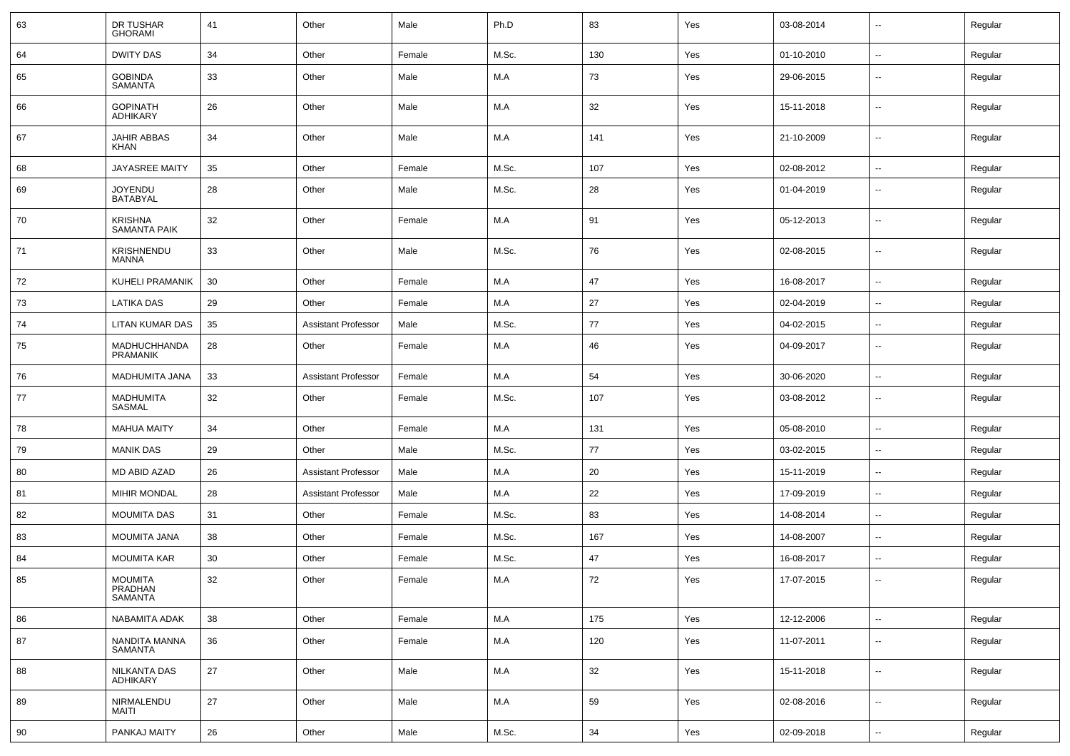| | | | | | | | | | | |
|---|---|---|---|---|---|---|---|---|---|---|
| 63 | DR TUSHAR GHORAMI | 41 | Other | Male | Ph.D | 83 | Yes | 03-08-2014 | -- | Regular |
| 64 | DWITY DAS | 34 | Other | Female | M.Sc. | 130 | Yes | 01-10-2010 | -- | Regular |
| 65 | GOBINDA SAMANTA | 33 | Other | Male | M.A | 73 | Yes | 29-06-2015 | -- | Regular |
| 66 | GOPINATH ADHIKARY | 26 | Other | Male | M.A | 32 | Yes | 15-11-2018 | -- | Regular |
| 67 | JAHIR ABBAS KHAN | 34 | Other | Male | M.A | 141 | Yes | 21-10-2009 | -- | Regular |
| 68 | JAYASREE MAITY | 35 | Other | Female | M.Sc. | 107 | Yes | 02-08-2012 | -- | Regular |
| 69 | JOYENDU BATABYAL | 28 | Other | Male | M.Sc. | 28 | Yes | 01-04-2019 | -- | Regular |
| 70 | KRISHNA SAMANTA PAIK | 32 | Other | Female | M.A | 91 | Yes | 05-12-2013 | -- | Regular |
| 71 | KRISHNENDU MANNA | 33 | Other | Male | M.Sc. | 76 | Yes | 02-08-2015 | -- | Regular |
| 72 | KUHELI PRAMANIK | 30 | Other | Female | M.A | 47 | Yes | 16-08-2017 | -- | Regular |
| 73 | LATIKA DAS | 29 | Other | Female | M.A | 27 | Yes | 02-04-2019 | -- | Regular |
| 74 | LITAN KUMAR DAS | 35 | Assistant Professor | Male | M.Sc. | 77 | Yes | 04-02-2015 | -- | Regular |
| 75 | MADHUCHHANDA PRAMANIK | 28 | Other | Female | M.A | 46 | Yes | 04-09-2017 | -- | Regular |
| 76 | MADHUMITA JANA | 33 | Assistant Professor | Female | M.A | 54 | Yes | 30-06-2020 | -- | Regular |
| 77 | MADHUMITA SASMAL | 32 | Other | Female | M.Sc. | 107 | Yes | 03-08-2012 | -- | Regular |
| 78 | MAHUA MAITY | 34 | Other | Female | M.A | 131 | Yes | 05-08-2010 | -- | Regular |
| 79 | MANIK DAS | 29 | Other | Male | M.Sc. | 77 | Yes | 03-02-2015 | -- | Regular |
| 80 | MD ABID AZAD | 26 | Assistant Professor | Male | M.A | 20 | Yes | 15-11-2019 | -- | Regular |
| 81 | MIHIR MONDAL | 28 | Assistant Professor | Male | M.A | 22 | Yes | 17-09-2019 | -- | Regular |
| 82 | MOUMITA DAS | 31 | Other | Female | M.Sc. | 83 | Yes | 14-08-2014 | -- | Regular |
| 83 | MOUMITA JANA | 38 | Other | Female | M.Sc. | 167 | Yes | 14-08-2007 | -- | Regular |
| 84 | MOUMITA KAR | 30 | Other | Female | M.Sc. | 47 | Yes | 16-08-2017 | -- | Regular |
| 85 | MOUMITA PRADHAN SAMANTA | 32 | Other | Female | M.A | 72 | Yes | 17-07-2015 | -- | Regular |
| 86 | NABAMITA ADAK | 38 | Other | Female | M.A | 175 | Yes | 12-12-2006 | -- | Regular |
| 87 | NANDITA MANNA SAMANTA | 36 | Other | Female | M.A | 120 | Yes | 11-07-2011 | -- | Regular |
| 88 | NILKANTA DAS ADHIKARY | 27 | Other | Male | M.A | 32 | Yes | 15-11-2018 | -- | Regular |
| 89 | NIRMALENDU MAITI | 27 | Other | Male | M.A | 59 | Yes | 02-08-2016 | -- | Regular |
| 90 | PANKAJ MAITY | 26 | Other | Male | M.Sc. | 34 | Yes | 02-09-2018 | -- | Regular |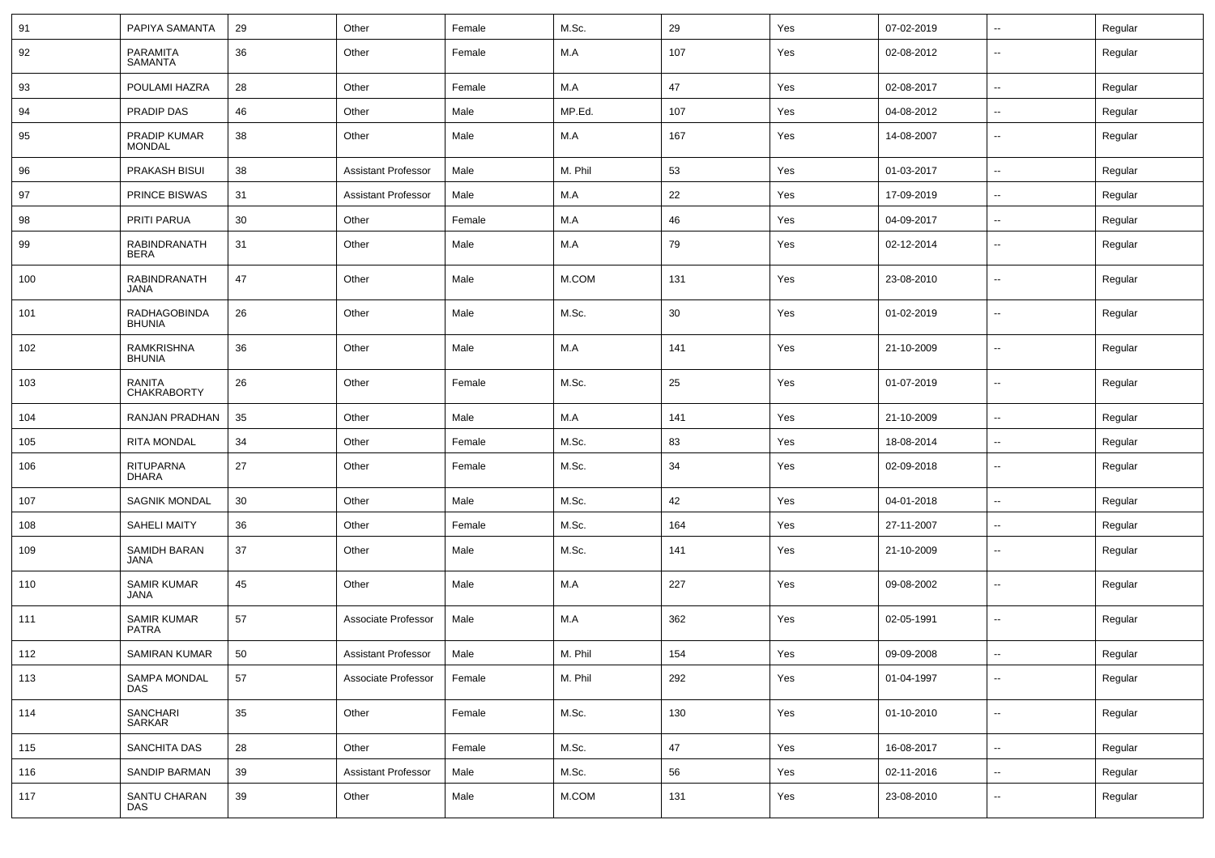| 91 | PAPIYA SAMANTA | 29 | Other | Female | M.Sc. | 29 | Yes | 07-02-2019 | -- | Regular |
|---|---|---|---|---|---|---|---|---|---|---|
| 92 | PARAMITA SAMANTA | 36 | Other | Female | M.A | 107 | Yes | 02-08-2012 | -- | Regular |
| 93 | POULAMI HAZRA | 28 | Other | Female | M.A | 47 | Yes | 02-08-2017 | -- | Regular |
| 94 | PRADIP DAS | 46 | Other | Male | MP.Ed. | 107 | Yes | 04-08-2012 | -- | Regular |
| 95 | PRADIP KUMAR MONDAL | 38 | Other | Male | M.A | 167 | Yes | 14-08-2007 | -- | Regular |
| 96 | PRAKASH BISUI | 38 | Assistant Professor | Male | M. Phil | 53 | Yes | 01-03-2017 | -- | Regular |
| 97 | PRINCE BISWAS | 31 | Assistant Professor | Male | M.A | 22 | Yes | 17-09-2019 | -- | Regular |
| 98 | PRITI PARUA | 30 | Other | Female | M.A | 46 | Yes | 04-09-2017 | -- | Regular |
| 99 | RABINDRANATH BERA | 31 | Other | Male | M.A | 79 | Yes | 02-12-2014 | -- | Regular |
| 100 | RABINDRANATH JANA | 47 | Other | Male | M.COM | 131 | Yes | 23-08-2010 | -- | Regular |
| 101 | RADHAGOBINDA BHUNIA | 26 | Other | Male | M.Sc. | 30 | Yes | 01-02-2019 | -- | Regular |
| 102 | RAMKRISHNA BHUNIA | 36 | Other | Male | M.A | 141 | Yes | 21-10-2009 | -- | Regular |
| 103 | RANITA CHAKRABORTY | 26 | Other | Female | M.Sc. | 25 | Yes | 01-07-2019 | -- | Regular |
| 104 | RANJAN PRADHAN | 35 | Other | Male | M.A | 141 | Yes | 21-10-2009 | -- | Regular |
| 105 | RITA MONDAL | 34 | Other | Female | M.Sc. | 83 | Yes | 18-08-2014 | -- | Regular |
| 106 | RITUPARNA DHARA | 27 | Other | Female | M.Sc. | 34 | Yes | 02-09-2018 | -- | Regular |
| 107 | SAGNIK MONDAL | 30 | Other | Male | M.Sc. | 42 | Yes | 04-01-2018 | -- | Regular |
| 108 | SAHELI MAITY | 36 | Other | Female | M.Sc. | 164 | Yes | 27-11-2007 | -- | Regular |
| 109 | SAMIDH BARAN JANA | 37 | Other | Male | M.Sc. | 141 | Yes | 21-10-2009 | -- | Regular |
| 110 | SAMIR KUMAR JANA | 45 | Other | Male | M.A | 227 | Yes | 09-08-2002 | -- | Regular |
| 111 | SAMIR KUMAR PATRA | 57 | Associate Professor | Male | M.A | 362 | Yes | 02-05-1991 | -- | Regular |
| 112 | SAMIRAN KUMAR | 50 | Assistant Professor | Male | M. Phil | 154 | Yes | 09-09-2008 | -- | Regular |
| 113 | SAMPA MONDAL DAS | 57 | Associate Professor | Female | M. Phil | 292 | Yes | 01-04-1997 | -- | Regular |
| 114 | SANCHARI SARKAR | 35 | Other | Female | M.Sc. | 130 | Yes | 01-10-2010 | -- | Regular |
| 115 | SANCHITA DAS | 28 | Other | Female | M.Sc. | 47 | Yes | 16-08-2017 | -- | Regular |
| 116 | SANDIP BARMAN | 39 | Assistant Professor | Male | M.Sc. | 56 | Yes | 02-11-2016 | -- | Regular |
| 117 | SANTU CHARAN DAS | 39 | Other | Male | M.COM | 131 | Yes | 23-08-2010 | -- | Regular |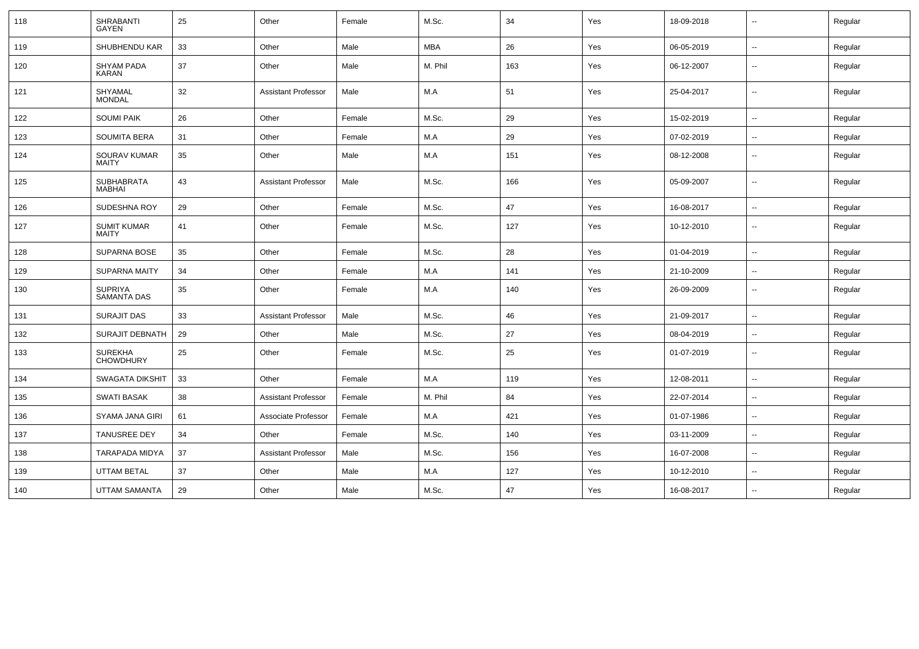| | | | | | | | | | | |
|---|---|---|---|---|---|---|---|---|---|---|
| 118 | SHRABANTI GAYEN | 25 | Other | Female | M.Sc. | 34 | Yes | 18-09-2018 | -- | Regular |
| 119 | SHUBHENDU KAR | 33 | Other | Male | MBA | 26 | Yes | 06-05-2019 | -- | Regular |
| 120 | SHYAM PADA KARAN | 37 | Other | Male | M. Phil | 163 | Yes | 06-12-2007 | -- | Regular |
| 121 | SHYAMAL MONDAL | 32 | Assistant Professor | Male | M.A | 51 | Yes | 25-04-2017 | -- | Regular |
| 122 | SOUMI PAIK | 26 | Other | Female | M.Sc. | 29 | Yes | 15-02-2019 | -- | Regular |
| 123 | SOUMITA BERA | 31 | Other | Female | M.A | 29 | Yes | 07-02-2019 | -- | Regular |
| 124 | SOURAV KUMAR MAITY | 35 | Other | Male | M.A | 151 | Yes | 08-12-2008 | -- | Regular |
| 125 | SUBHABRATA MABHAI | 43 | Assistant Professor | Male | M.Sc. | 166 | Yes | 05-09-2007 | -- | Regular |
| 126 | SUDESHNA ROY | 29 | Other | Female | M.Sc. | 47 | Yes | 16-08-2017 | -- | Regular |
| 127 | SUMIT KUMAR MAITY | 41 | Other | Female | M.Sc. | 127 | Yes | 10-12-2010 | -- | Regular |
| 128 | SUPARNA BOSE | 35 | Other | Female | M.Sc. | 28 | Yes | 01-04-2019 | -- | Regular |
| 129 | SUPARNA MAITY | 34 | Other | Female | M.A | 141 | Yes | 21-10-2009 | -- | Regular |
| 130 | SUPRIYA SAMANTA DAS | 35 | Other | Female | M.A | 140 | Yes | 26-09-2009 | -- | Regular |
| 131 | SURAJIT DAS | 33 | Assistant Professor | Male | M.Sc. | 46 | Yes | 21-09-2017 | -- | Regular |
| 132 | SURAJIT DEBNATH | 29 | Other | Male | M.Sc. | 27 | Yes | 08-04-2019 | -- | Regular |
| 133 | SUREKHA CHOWDHURY | 25 | Other | Female | M.Sc. | 25 | Yes | 01-07-2019 | -- | Regular |
| 134 | SWAGATA DIKSHIT | 33 | Other | Female | M.A | 119 | Yes | 12-08-2011 | -- | Regular |
| 135 | SWATI BASAK | 38 | Assistant Professor | Female | M. Phil | 84 | Yes | 22-07-2014 | -- | Regular |
| 136 | SYAMA JANA GIRI | 61 | Associate Professor | Female | M.A | 421 | Yes | 01-07-1986 | -- | Regular |
| 137 | TANUSREE DEY | 34 | Other | Female | M.Sc. | 140 | Yes | 03-11-2009 | -- | Regular |
| 138 | TARAPADA MIDYA | 37 | Assistant Professor | Male | M.Sc. | 156 | Yes | 16-07-2008 | -- | Regular |
| 139 | UTTAM BETAL | 37 | Other | Male | M.A | 127 | Yes | 10-12-2010 | -- | Regular |
| 140 | UTTAM SAMANTA | 29 | Other | Male | M.Sc. | 47 | Yes | 16-08-2017 | -- | Regular |